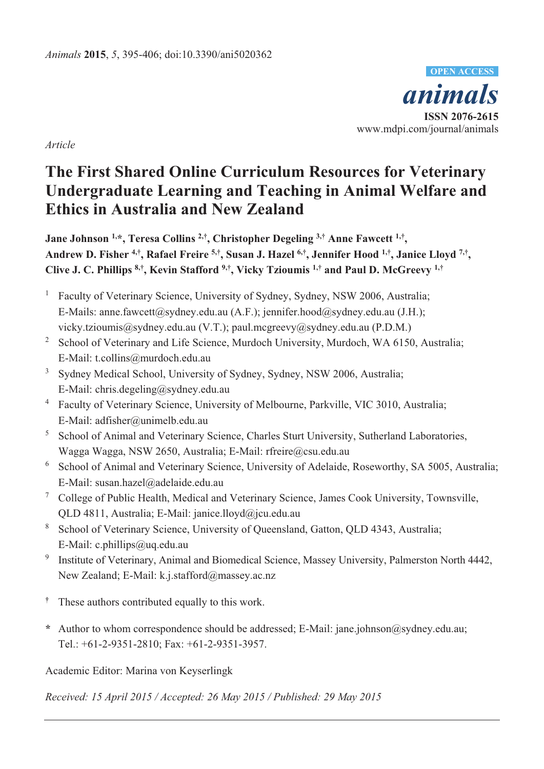*Article*

# The First Shared Online Curriculum Resources for Veterinary Undergraduate Learning and Teaching in Animal Welfare and Ethics in Australia and New Zealand

**Jane Johnson [1,*], Teresa Collins [2,†], Christopher Degeling [3,†] Anne Fawcett [1,†], Andrew D. Fisher [4,†], Rafael Freire [5,†], Susan J. Hazel [6,†], Jennifer Hood [1,†], Janice Lloyd [7,†], Clive J. C. Phillips [8,†], Kevin Stafford [9,†], Vicky Tzioumis [1,†] and Paul D. McGreevy [1,†]**

1. Faculty of Veterinary Science, University of Sydney, Sydney, NSW 2006, Australia; E-Mails: anne.fawcett@sydney.edu.au (A.F.); jennifer.hood@sydney.edu.au (J.H.); vicky.tzioumis@sydney.edu.au (V.T.); paul.mcgreevy@sydney.edu.au (P.D.M.)
2. School of Veterinary and Life Science, Murdoch University, Murdoch, WA 6150, Australia; E-Mail: t.collins@murdoch.edu.au
3. Sydney Medical School, University of Sydney, Sydney, NSW 2006, Australia; E-Mail: chris.degeling@sydney.edu.au
4. Faculty of Veterinary Science, University of Melbourne, Parkville, VIC 3010, Australia; E-Mail: adfisher@unimelb.edu.au
5. School of Animal and Veterinary Science, Charles Sturt University, Sutherland Laboratories, Wagga Wagga, NSW 2650, Australia; E-Mail: rfreire@csu.edu.au
6. School of Animal and Veterinary Science, University of Adelaide, Roseworthy, SA 5005, Australia; E-Mail: susan.hazel@adelaide.edu.au
7. College of Public Health, Medical and Veterinary Science, James Cook University, Townsville, QLD 4811, Australia; E-Mail: janice.lloyd@jcu.edu.au
8. School of Veterinary Science, University of Queensland, Gatton, QLD 4343, Australia; E-Mail: c.phillips@uq.edu.au
9. Institute of Veterinary, Animal and Biomedical Science, Massey University, Palmerston North 4442, New Zealand; E-Mail: k.j.stafford@massey.ac.nz

† These authors contributed equally to this work.

* Author to whom correspondence should be addressed; E-Mail: jane.johnson@sydney.edu.au; Tel.: +61-2-9351-2810; Fax: +61-2-9351-3957.

Academic Editor: Marina von Keyserlingk

*Received: 15 April 2015 / Accepted: 26 May 2015 / Published: 29 May 2015*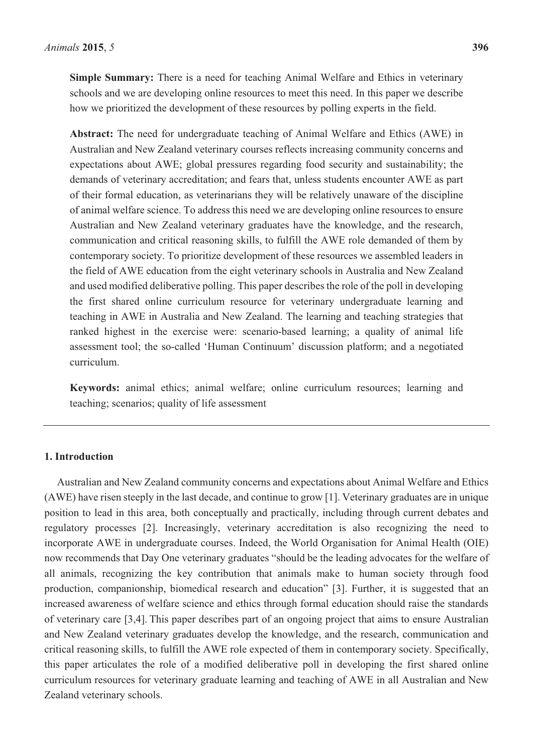**Simple Summary:** There is a need for teaching Animal Welfare and Ethics in veterinary schools and we are developing online resources to meet this need. In this paper we describe how we prioritized the development of these resources by polling experts in the field.

**Abstract:** The need for undergraduate teaching of Animal Welfare and Ethics (AWE) in Australian and New Zealand veterinary courses reflects increasing community concerns and expectations about AWE; global pressures regarding food security and sustainability; the demands of veterinary accreditation; and fears that, unless students encounter AWE as part of their formal education, as veterinarians they will be relatively unaware of the discipline of animal welfare science. To address this need we are developing online resources to ensure Australian and New Zealand veterinary graduates have the knowledge, and the research, communication and critical reasoning skills, to fulfill the AWE role demanded of them by contemporary society. To prioritize development of these resources we assembled leaders in the field of AWE education from the eight veterinary schools in Australia and New Zealand and used modified deliberative polling. This paper describes the role of the poll in developing the first shared online curriculum resource for veterinary undergraduate learning and teaching in AWE in Australia and New Zealand. The learning and teaching strategies that ranked highest in the exercise were: scenario-based learning; a quality of animal life assessment tool; the so-called 'Human Continuum' discussion platform; and a negotiated curriculum.

**Keywords:** animal ethics; animal welfare; online curriculum resources; learning and teaching; scenarios; quality of life assessment

---

## 1. Introduction

Australian and New Zealand community concerns and expectations about Animal Welfare and Ethics (AWE) have risen steeply in the last decade, and continue to grow [1]. Veterinary graduates are in unique position to lead in this area, both conceptually and practically, including through current debates and regulatory processes [2]. Increasingly, veterinary accreditation is also recognizing the need to incorporate AWE in undergraduate courses. Indeed, the World Organisation for Animal Health (OIE) now recommends that Day One veterinary graduates "should be the leading advocates for the welfare of all animals, recognizing the key contribution that animals make to human society through food production, companionship, biomedical research and education" [3]. Further, it is suggested that an increased awareness of welfare science and ethics through formal education should raise the standards of veterinary care [3,4]. This paper describes part of an ongoing project that aims to ensure Australian and New Zealand veterinary graduates develop the knowledge, and the research, communication and critical reasoning skills, to fulfill the AWE role expected of them in contemporary society. Specifically, this paper articulates the role of a modified deliberative poll in developing the first shared online curriculum resources for veterinary graduate learning and teaching of AWE in all Australian and New Zealand veterinary schools.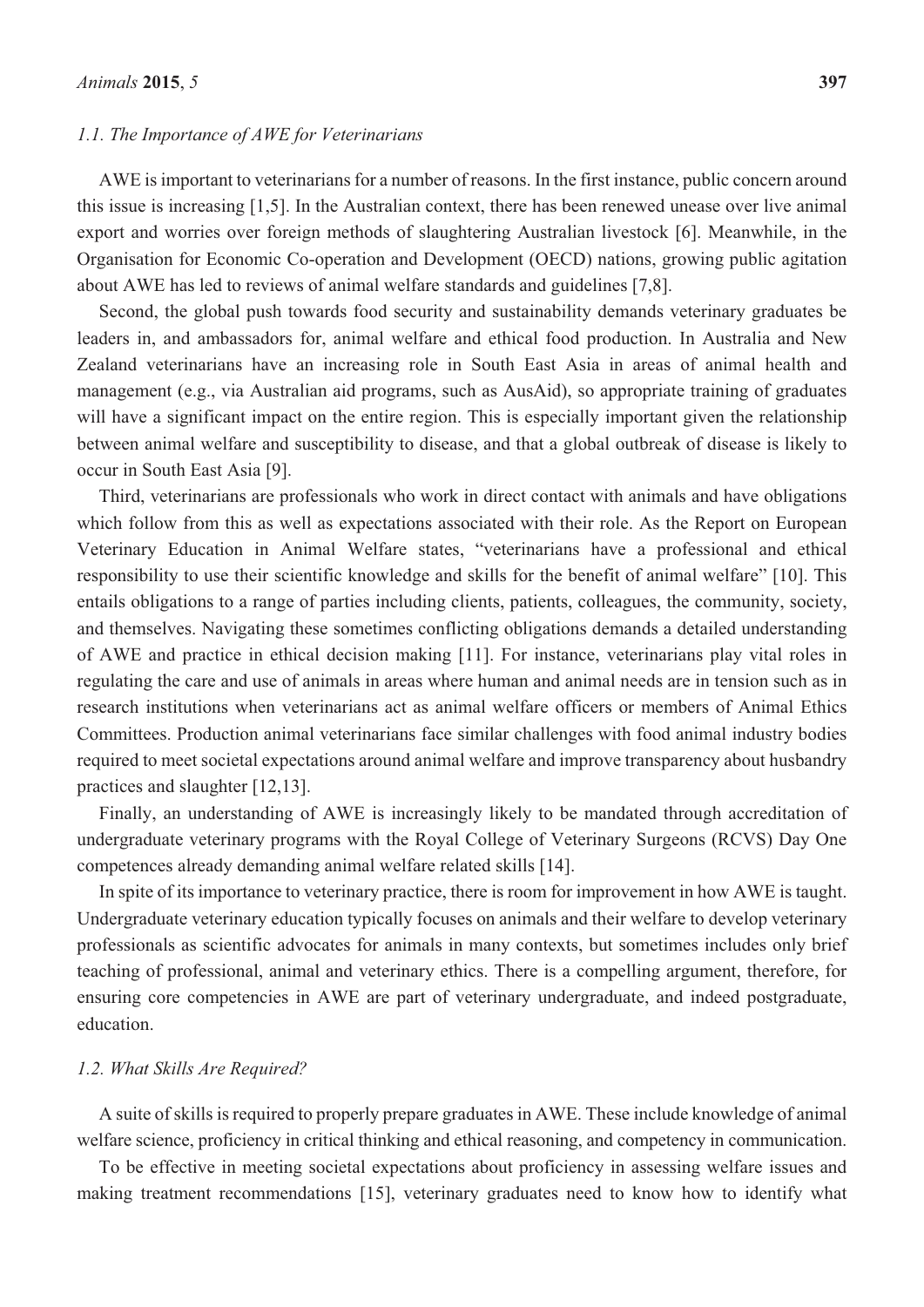### *1.1. The Importance of AWE for Veterinarians*

AWE is important to veterinarians for a number of reasons. In the first instance, public concern around this issue is increasing [1,5]. In the Australian context, there has been renewed unease over live animal export and worries over foreign methods of slaughtering Australian livestock [6]. Meanwhile, in the Organisation for Economic Co-operation and Development (OECD) nations, growing public agitation about AWE has led to reviews of animal welfare standards and guidelines [7,8].

Second, the global push towards food security and sustainability demands veterinary graduates be leaders in, and ambassadors for, animal welfare and ethical food production. In Australia and New Zealand veterinarians have an increasing role in South East Asia in areas of animal health and management (e.g., via Australian aid programs, such as AusAid), so appropriate training of graduates will have a significant impact on the entire region. This is especially important given the relationship between animal welfare and susceptibility to disease, and that a global outbreak of disease is likely to occur in South East Asia [9].

Third, veterinarians are professionals who work in direct contact with animals and have obligations which follow from this as well as expectations associated with their role. As the Report on European Veterinary Education in Animal Welfare states, "veterinarians have a professional and ethical responsibility to use their scientific knowledge and skills for the benefit of animal welfare" [10]. This entails obligations to a range of parties including clients, patients, colleagues, the community, society, and themselves. Navigating these sometimes conflicting obligations demands a detailed understanding of AWE and practice in ethical decision making [11]. For instance, veterinarians play vital roles in regulating the care and use of animals in areas where human and animal needs are in tension such as in research institutions when veterinarians act as animal welfare officers or members of Animal Ethics Committees. Production animal veterinarians face similar challenges with food animal industry bodies required to meet societal expectations around animal welfare and improve transparency about husbandry practices and slaughter [12,13].

Finally, an understanding of AWE is increasingly likely to be mandated through accreditation of undergraduate veterinary programs with the Royal College of Veterinary Surgeons (RCVS) Day One competences already demanding animal welfare related skills [14].

In spite of its importance to veterinary practice, there is room for improvement in how AWE is taught. Undergraduate veterinary education typically focuses on animals and their welfare to develop veterinary professionals as scientific advocates for animals in many contexts, but sometimes includes only brief teaching of professional, animal and veterinary ethics. There is a compelling argument, therefore, for ensuring core competencies in AWE are part of veterinary undergraduate, and indeed postgraduate, education.

### *1.2. What Skills Are Required?*

A suite of skills is required to properly prepare graduates in AWE. These include knowledge of animal welfare science, proficiency in critical thinking and ethical reasoning, and competency in communication.

To be effective in meeting societal expectations about proficiency in assessing welfare issues and making treatment recommendations [15], veterinary graduates need to know how to identify what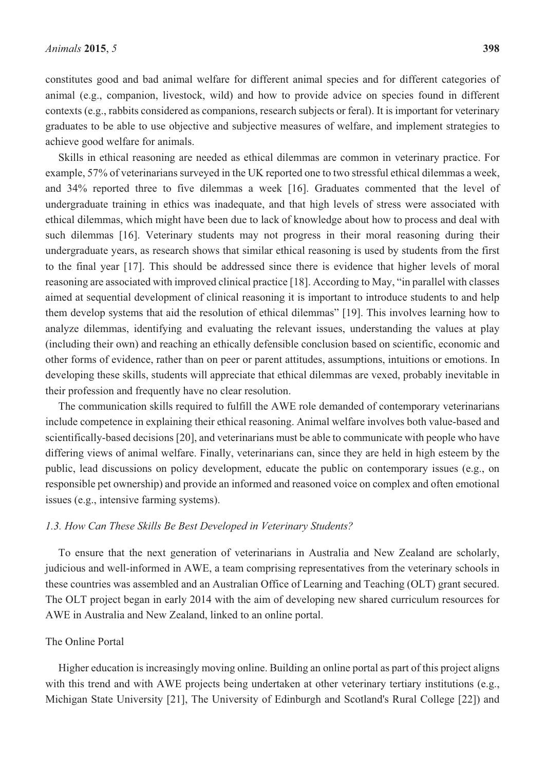constitutes good and bad animal welfare for different animal species and for different categories of animal (e.g., companion, livestock, wild) and how to provide advice on species found in different contexts (e.g., rabbits considered as companions, research subjects or feral). It is important for veterinary graduates to be able to use objective and subjective measures of welfare, and implement strategies to achieve good welfare for animals.

Skills in ethical reasoning are needed as ethical dilemmas are common in veterinary practice. For example, 57% of veterinarians surveyed in the UK reported one to two stressful ethical dilemmas a week, and 34% reported three to five dilemmas a week [16]. Graduates commented that the level of undergraduate training in ethics was inadequate, and that high levels of stress were associated with ethical dilemmas, which might have been due to lack of knowledge about how to process and deal with such dilemmas [16]. Veterinary students may not progress in their moral reasoning during their undergraduate years, as research shows that similar ethical reasoning is used by students from the first to the final year [17]. This should be addressed since there is evidence that higher levels of moral reasoning are associated with improved clinical practice [18]. According to May, "in parallel with classes aimed at sequential development of clinical reasoning it is important to introduce students to and help them develop systems that aid the resolution of ethical dilemmas" [19]. This involves learning how to analyze dilemmas, identifying and evaluating the relevant issues, understanding the values at play (including their own) and reaching an ethically defensible conclusion based on scientific, economic and other forms of evidence, rather than on peer or parent attitudes, assumptions, intuitions or emotions. In developing these skills, students will appreciate that ethical dilemmas are vexed, probably inevitable in their profession and frequently have no clear resolution.

The communication skills required to fulfill the AWE role demanded of contemporary veterinarians include competence in explaining their ethical reasoning. Animal welfare involves both value-based and scientifically-based decisions [20], and veterinarians must be able to communicate with people who have differing views of animal welfare. Finally, veterinarians can, since they are held in high esteem by the public, lead discussions on policy development, educate the public on contemporary issues (e.g., on responsible pet ownership) and provide an informed and reasoned voice on complex and often emotional issues (e.g., intensive farming systems).

### *1.3. How Can These Skills Be Best Developed in Veterinary Students?*

To ensure that the next generation of veterinarians in Australia and New Zealand are scholarly, judicious and well-informed in AWE, a team comprising representatives from the veterinary schools in these countries was assembled and an Australian Office of Learning and Teaching (OLT) grant secured. The OLT project began in early 2014 with the aim of developing new shared curriculum resources for AWE in Australia and New Zealand, linked to an online portal.

#### The Online Portal

Higher education is increasingly moving online. Building an online portal as part of this project aligns with this trend and with AWE projects being undertaken at other veterinary tertiary institutions (e.g., Michigan State University [21], The University of Edinburgh and Scotland's Rural College [22]) and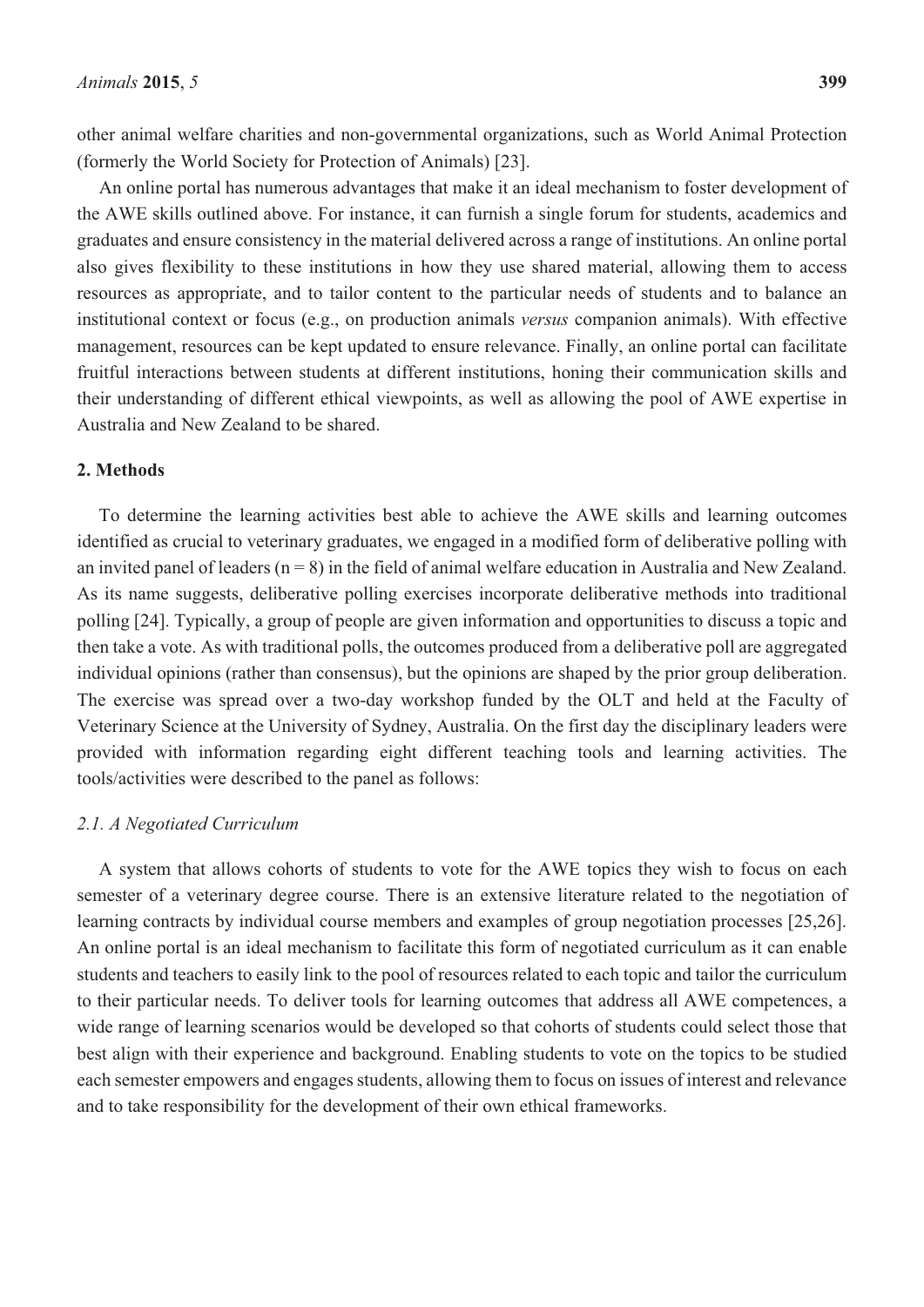other animal welfare charities and non-governmental organizations, such as World Animal Protection (formerly the World Society for Protection of Animals) [23].

An online portal has numerous advantages that make it an ideal mechanism to foster development of the AWE skills outlined above. For instance, it can furnish a single forum for students, academics and graduates and ensure consistency in the material delivered across a range of institutions. An online portal also gives flexibility to these institutions in how they use shared material, allowing them to access resources as appropriate, and to tailor content to the particular needs of students and to balance an institutional context or focus (e.g., on production animals *versus* companion animals). With effective management, resources can be kept updated to ensure relevance. Finally, an online portal can facilitate fruitful interactions between students at different institutions, honing their communication skills and their understanding of different ethical viewpoints, as well as allowing the pool of AWE expertise in Australia and New Zealand to be shared.

## 2. Methods

To determine the learning activities best able to achieve the AWE skills and learning outcomes identified as crucial to veterinary graduates, we engaged in a modified form of deliberative polling with an invited panel of leaders ($n = 8$) in the field of animal welfare education in Australia and New Zealand. As its name suggests, deliberative polling exercises incorporate deliberative methods into traditional polling [24]. Typically, a group of people are given information and opportunities to discuss a topic and then take a vote. As with traditional polls, the outcomes produced from a deliberative poll are aggregated individual opinions (rather than consensus), but the opinions are shaped by the prior group deliberation. The exercise was spread over a two-day workshop funded by the OLT and held at the Faculty of Veterinary Science at the University of Sydney, Australia. On the first day the disciplinary leaders were provided with information regarding eight different teaching tools and learning activities. The tools/activities were described to the panel as follows:

### *2.1. A Negotiated Curriculum*

A system that allows cohorts of students to vote for the AWE topics they wish to focus on each semester of a veterinary degree course. There is an extensive literature related to the negotiation of learning contracts by individual course members and examples of group negotiation processes [25,26]. An online portal is an ideal mechanism to facilitate this form of negotiated curriculum as it can enable students and teachers to easily link to the pool of resources related to each topic and tailor the curriculum to their particular needs. To deliver tools for learning outcomes that address all AWE competences, a wide range of learning scenarios would be developed so that cohorts of students could select those that best align with their experience and background. Enabling students to vote on the topics to be studied each semester empowers and engages students, allowing them to focus on issues of interest and relevance and to take responsibility for the development of their own ethical frameworks.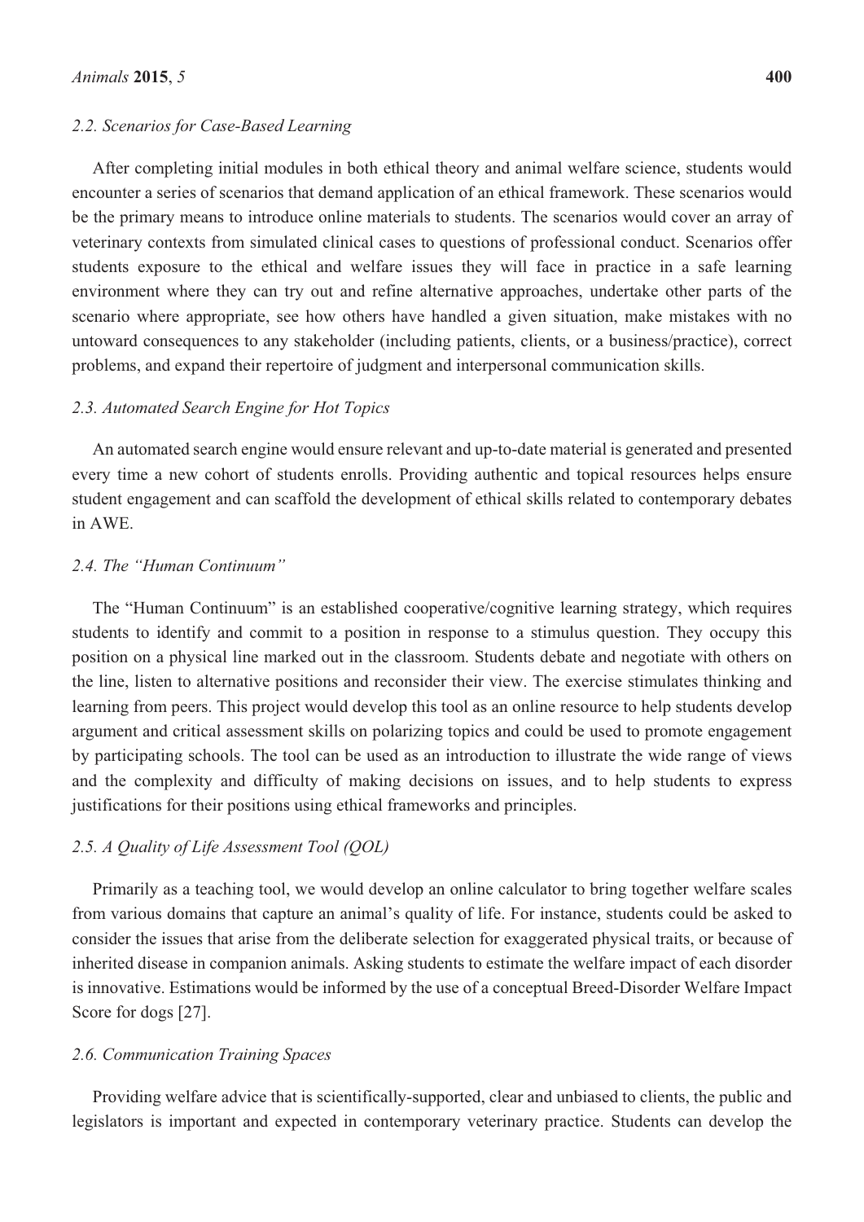### *2.2. Scenarios for Case-Based Learning*

After completing initial modules in both ethical theory and animal welfare science, students would encounter a series of scenarios that demand application of an ethical framework. These scenarios would be the primary means to introduce online materials to students. The scenarios would cover an array of veterinary contexts from simulated clinical cases to questions of professional conduct. Scenarios offer students exposure to the ethical and welfare issues they will face in practice in a safe learning environment where they can try out and refine alternative approaches, undertake other parts of the scenario where appropriate, see how others have handled a given situation, make mistakes with no untoward consequences to any stakeholder (including patients, clients, or a business/practice), correct problems, and expand their repertoire of judgment and interpersonal communication skills.

### *2.3. Automated Search Engine for Hot Topics*

An automated search engine would ensure relevant and up-to-date material is generated and presented every time a new cohort of students enrolls. Providing authentic and topical resources helps ensure student engagement and can scaffold the development of ethical skills related to contemporary debates in AWE.

### *2.4. The "Human Continuum"*

The "Human Continuum" is an established cooperative/cognitive learning strategy, which requires students to identify and commit to a position in response to a stimulus question. They occupy this position on a physical line marked out in the classroom. Students debate and negotiate with others on the line, listen to alternative positions and reconsider their view. The exercise stimulates thinking and learning from peers. This project would develop this tool as an online resource to help students develop argument and critical assessment skills on polarizing topics and could be used to promote engagement by participating schools. The tool can be used as an introduction to illustrate the wide range of views and the complexity and difficulty of making decisions on issues, and to help students to express justifications for their positions using ethical frameworks and principles.

### *2.5. A Quality of Life Assessment Tool (QOL)*

Primarily as a teaching tool, we would develop an online calculator to bring together welfare scales from various domains that capture an animal's quality of life. For instance, students could be asked to consider the issues that arise from the deliberate selection for exaggerated physical traits, or because of inherited disease in companion animals. Asking students to estimate the welfare impact of each disorder is innovative. Estimations would be informed by the use of a conceptual Breed-Disorder Welfare Impact Score for dogs [27].

### *2.6. Communication Training Spaces*

Providing welfare advice that is scientifically-supported, clear and unbiased to clients, the public and legislators is important and expected in contemporary veterinary practice. Students can develop the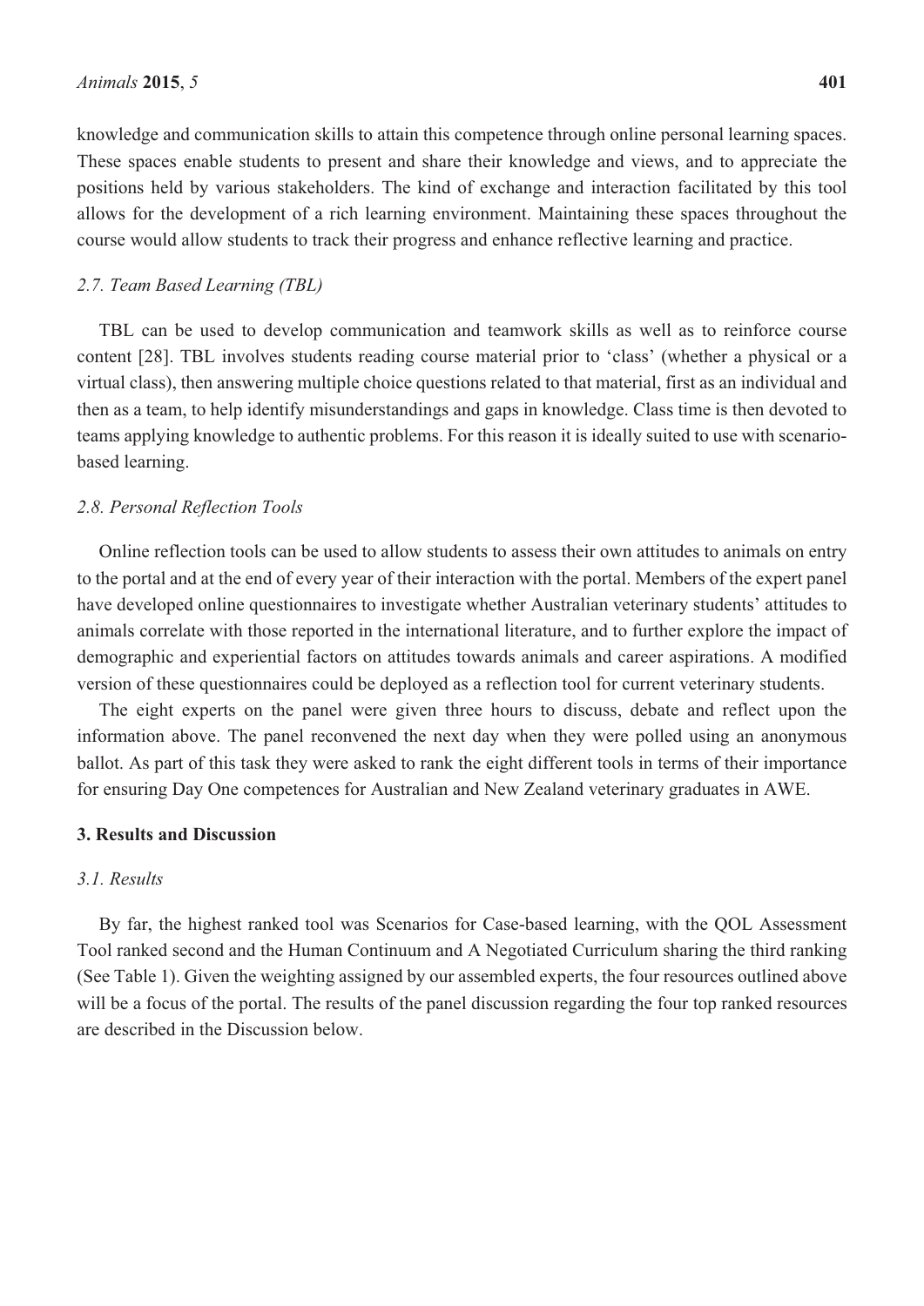knowledge and communication skills to attain this competence through online personal learning spaces. These spaces enable students to present and share their knowledge and views, and to appreciate the positions held by various stakeholders. The kind of exchange and interaction facilitated by this tool allows for the development of a rich learning environment. Maintaining these spaces throughout the course would allow students to track their progress and enhance reflective learning and practice.

### *2.7. Team Based Learning (TBL)*

TBL can be used to develop communication and teamwork skills as well as to reinforce course content [28]. TBL involves students reading course material prior to 'class' (whether a physical or a virtual class), then answering multiple choice questions related to that material, first as an individual and then as a team, to help identify misunderstandings and gaps in knowledge. Class time is then devoted to teams applying knowledge to authentic problems. For this reason it is ideally suited to use with scenario-based learning.

### *2.8. Personal Reflection Tools*

Online reflection tools can be used to allow students to assess their own attitudes to animals on entry to the portal and at the end of every year of their interaction with the portal. Members of the expert panel have developed online questionnaires to investigate whether Australian veterinary students' attitudes to animals correlate with those reported in the international literature, and to further explore the impact of demographic and experiential factors on attitudes towards animals and career aspirations. A modified version of these questionnaires could be deployed as a reflection tool for current veterinary students.

The eight experts on the panel were given three hours to discuss, debate and reflect upon the information above. The panel reconvened the next day when they were polled using an anonymous ballot. As part of this task they were asked to rank the eight different tools in terms of their importance for ensuring Day One competences for Australian and New Zealand veterinary graduates in AWE.

## **3. Results and Discussion**

### *3.1. Results*

By far, the highest ranked tool was Scenarios for Case-based learning, with the QOL Assessment Tool ranked second and the Human Continuum and A Negotiated Curriculum sharing the third ranking (See Table 1). Given the weighting assigned by our assembled experts, the four resources outlined above will be a focus of the portal. The results of the panel discussion regarding the four top ranked resources are described in the Discussion below.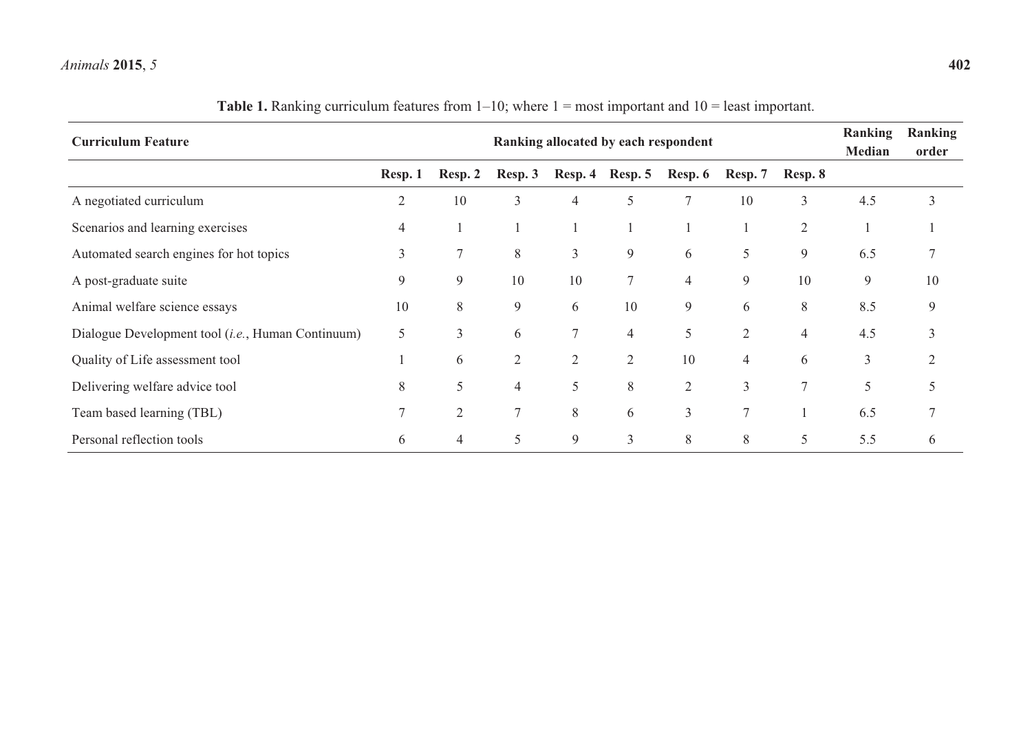**Table 1.** Ranking curriculum features from 1–10; where 1 = most important and 10 = least important.

| Curriculum Feature | Ranking allocated by each respondent | | | | | | | | Ranking Median | Ranking order |
|---|---|---|---|---|---|---|---|---|---|---|
| | Resp. 1 | Resp. 2 | Resp. 3 | Resp. 4 | Resp. 5 | Resp. 6 | Resp. 7 | Resp. 8 | | |
| A negotiated curriculum | 2 | 10 | 3 | 4 | 5 | 7 | 10 | 3 | 4.5 | 3 |
| Scenarios and learning exercises | 4 | 1 | 1 | 1 | 1 | 1 | 1 | 2 | 1 | 1 |
| Automated search engines for hot topics | 3 | 7 | 8 | 3 | 9 | 6 | 5 | 9 | 6.5 | 7 |
| A post-graduate suite | 9 | 9 | 10 | 10 | 7 | 4 | 9 | 10 | 9 | 10 |
| Animal welfare science essays | 10 | 8 | 9 | 6 | 10 | 9 | 6 | 8 | 8.5 | 9 |
| Dialogue Development tool (*i.e.*, Human Continuum) | 5 | 3 | 6 | 7 | 4 | 5 | 2 | 4 | 4.5 | 3 |
| Quality of Life assessment tool | 1 | 6 | 2 | 2 | 2 | 10 | 4 | 6 | 3 | 2 |
| Delivering welfare advice tool | 8 | 5 | 4 | 5 | 8 | 2 | 3 | 7 | 5 | 5 |
| Team based learning (TBL) | 7 | 2 | 7 | 8 | 6 | 3 | 7 | 1 | 6.5 | 7 |
| Personal reflection tools | 6 | 4 | 5 | 9 | 3 | 8 | 8 | 5 | 5.5 | 6 |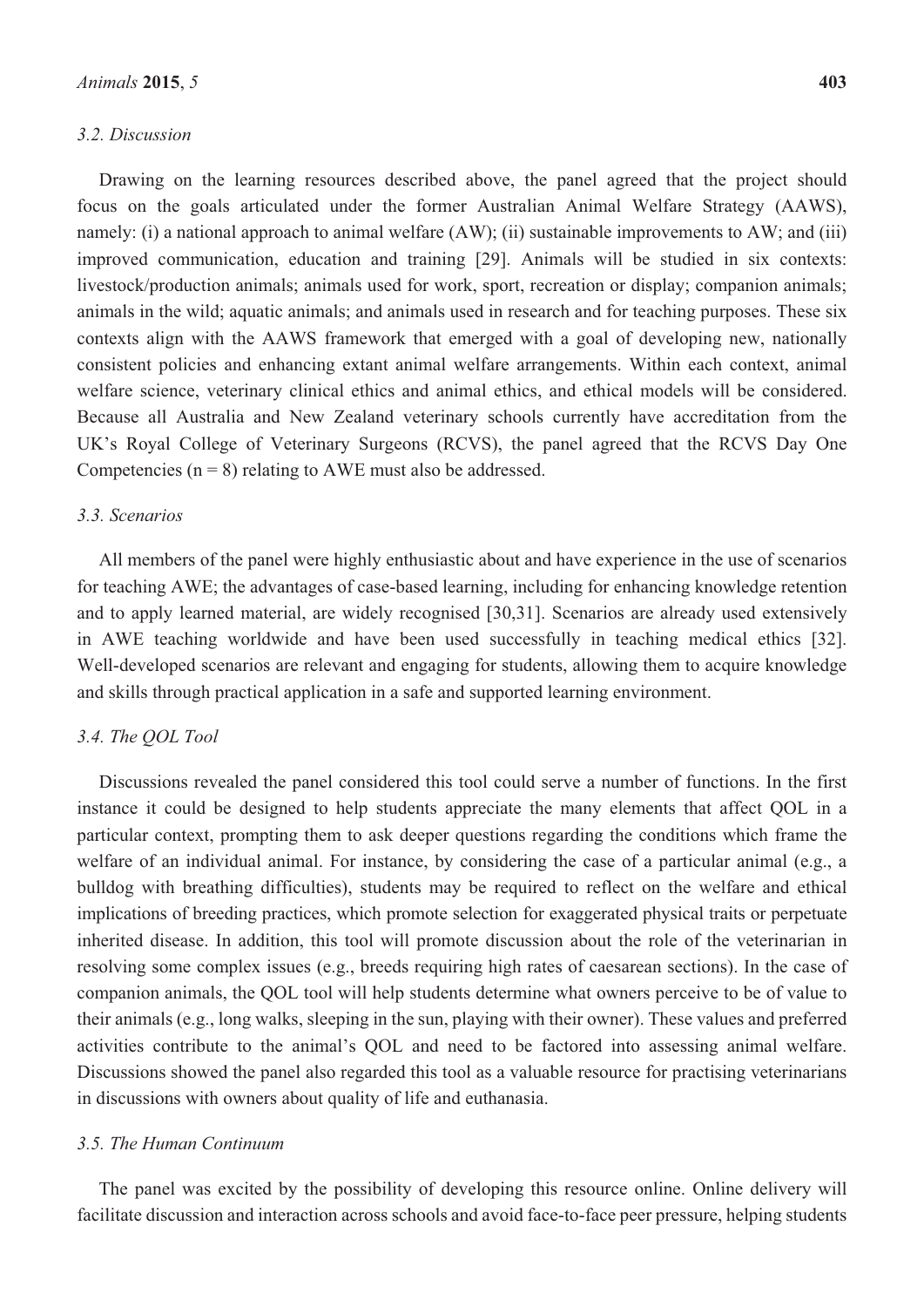### *3.2. Discussion*

Drawing on the learning resources described above, the panel agreed that the project should focus on the goals articulated under the former Australian Animal Welfare Strategy (AAWS), namely: (i) a national approach to animal welfare (AW); (ii) sustainable improvements to AW; and (iii) improved communication, education and training [29]. Animals will be studied in six contexts: livestock/production animals; animals used for work, sport, recreation or display; companion animals; animals in the wild; aquatic animals; and animals used in research and for teaching purposes. These six contexts align with the AAWS framework that emerged with a goal of developing new, nationally consistent policies and enhancing extant animal welfare arrangements. Within each context, animal welfare science, veterinary clinical ethics and animal ethics, and ethical models will be considered. Because all Australia and New Zealand veterinary schools currently have accreditation from the UK's Royal College of Veterinary Surgeons (RCVS), the panel agreed that the RCVS Day One Competencies (n = 8) relating to AWE must also be addressed.

### *3.3. Scenarios*

All members of the panel were highly enthusiastic about and have experience in the use of scenarios for teaching AWE; the advantages of case-based learning, including for enhancing knowledge retention and to apply learned material, are widely recognised [30,31]. Scenarios are already used extensively in AWE teaching worldwide and have been used successfully in teaching medical ethics [32]. Well-developed scenarios are relevant and engaging for students, allowing them to acquire knowledge and skills through practical application in a safe and supported learning environment.

### *3.4. The QOL Tool*

Discussions revealed the panel considered this tool could serve a number of functions. In the first instance it could be designed to help students appreciate the many elements that affect QOL in a particular context, prompting them to ask deeper questions regarding the conditions which frame the welfare of an individual animal. For instance, by considering the case of a particular animal (e.g., a bulldog with breathing difficulties), students may be required to reflect on the welfare and ethical implications of breeding practices, which promote selection for exaggerated physical traits or perpetuate inherited disease. In addition, this tool will promote discussion about the role of the veterinarian in resolving some complex issues (e.g., breeds requiring high rates of caesarean sections). In the case of companion animals, the QOL tool will help students determine what owners perceive to be of value to their animals (e.g., long walks, sleeping in the sun, playing with their owner). These values and preferred activities contribute to the animal's QOL and need to be factored into assessing animal welfare. Discussions showed the panel also regarded this tool as a valuable resource for practising veterinarians in discussions with owners about quality of life and euthanasia.

### *3.5. The Human Continuum*

The panel was excited by the possibility of developing this resource online. Online delivery will facilitate discussion and interaction across schools and avoid face-to-face peer pressure, helping students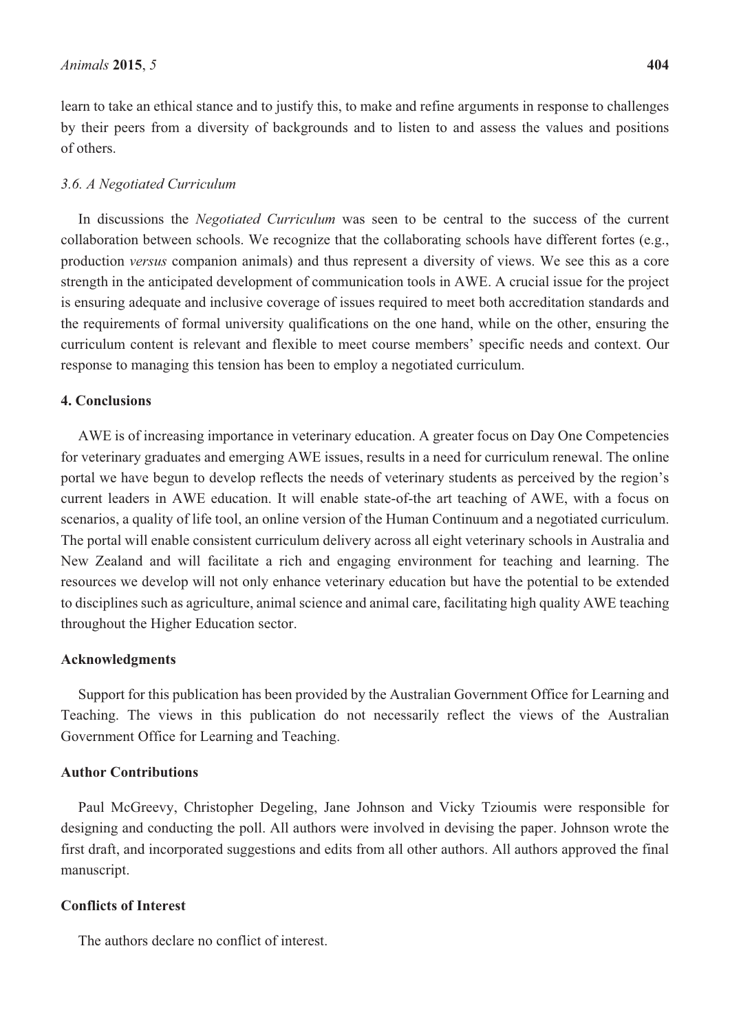learn to take an ethical stance and to justify this, to make and refine arguments in response to challenges by their peers from a diversity of backgrounds and to listen to and assess the values and positions of others.

### *3.6. A Negotiated Curriculum*

In discussions the *Negotiated Curriculum* was seen to be central to the success of the current collaboration between schools. We recognize that the collaborating schools have different fortes (e.g., production *versus* companion animals) and thus represent a diversity of views. We see this as a core strength in the anticipated development of communication tools in AWE. A crucial issue for the project is ensuring adequate and inclusive coverage of issues required to meet both accreditation standards and the requirements of formal university qualifications on the one hand, while on the other, ensuring the curriculum content is relevant and flexible to meet course members' specific needs and context. Our response to managing this tension has been to employ a negotiated curriculum.

## 4. Conclusions

AWE is of increasing importance in veterinary education. A greater focus on Day One Competencies for veterinary graduates and emerging AWE issues, results in a need for curriculum renewal. The online portal we have begun to develop reflects the needs of veterinary students as perceived by the region's current leaders in AWE education. It will enable state-of-the art teaching of AWE, with a focus on scenarios, a quality of life tool, an online version of the Human Continuum and a negotiated curriculum. The portal will enable consistent curriculum delivery across all eight veterinary schools in Australia and New Zealand and will facilitate a rich and engaging environment for teaching and learning. The resources we develop will not only enhance veterinary education but have the potential to be extended to disciplines such as agriculture, animal science and animal care, facilitating high quality AWE teaching throughout the Higher Education sector.

## Acknowledgments

Support for this publication has been provided by the Australian Government Office for Learning and Teaching. The views in this publication do not necessarily reflect the views of the Australian Government Office for Learning and Teaching.

## Author Contributions

Paul McGreevy, Christopher Degeling, Jane Johnson and Vicky Tzioumis were responsible for designing and conducting the poll. All authors were involved in devising the paper. Johnson wrote the first draft, and incorporated suggestions and edits from all other authors. All authors approved the final manuscript.

## Conflicts of Interest

The authors declare no conflict of interest.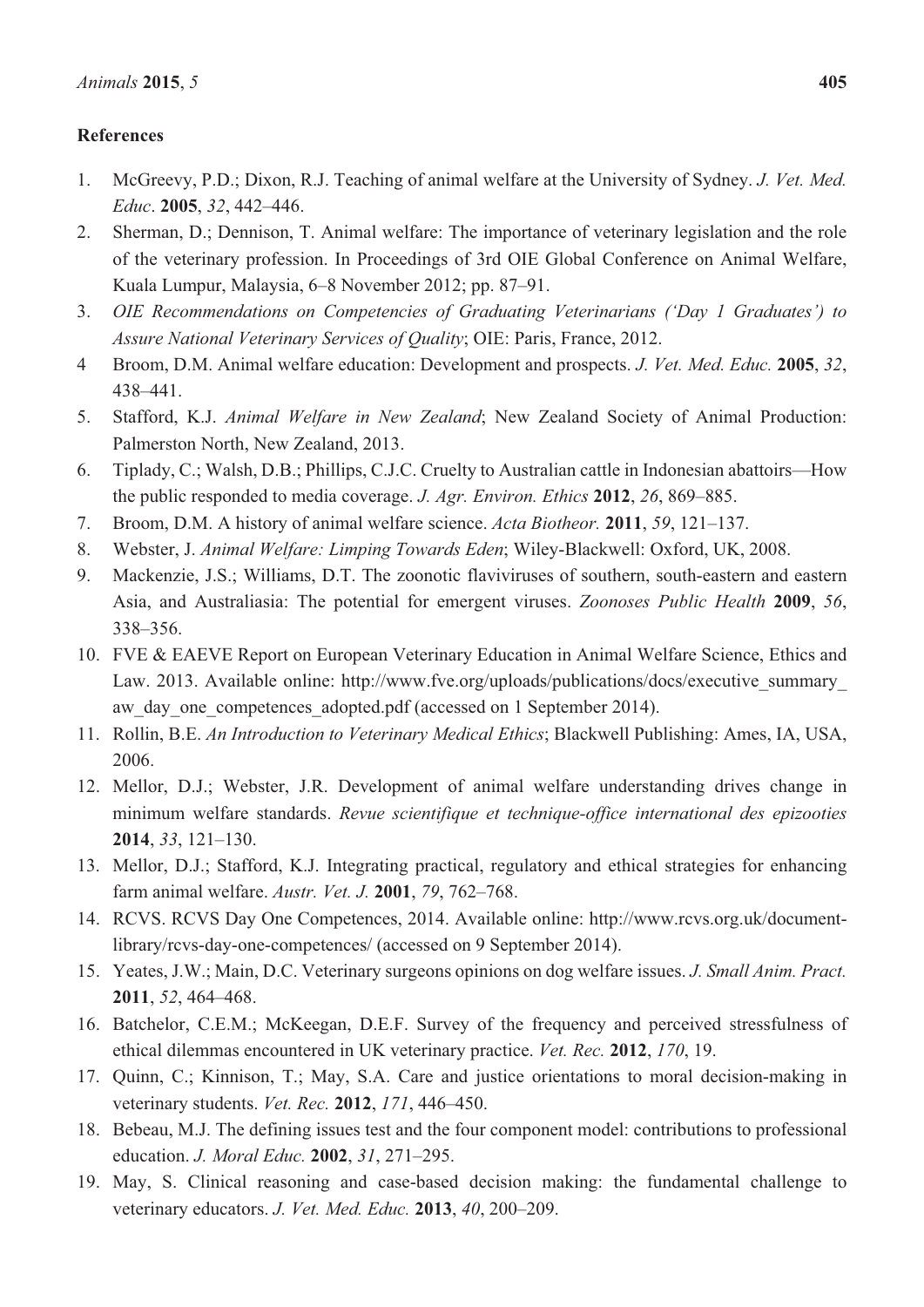**References**

1. McGreevy, P.D.; Dixon, R.J. Teaching of animal welfare at the University of Sydney. *J. Vet. Med. Educ*. **2005**, *32*, 442–446.
2. Sherman, D.; Dennison, T. Animal welfare: The importance of veterinary legislation and the role of the veterinary profession. In Proceedings of 3rd OIE Global Conference on Animal Welfare, Kuala Lumpur, Malaysia, 6–8 November 2012; pp. 87–91.
3. *OIE Recommendations on Competencies of Graduating Veterinarians ('Day 1 Graduates') to Assure National Veterinary Services of Quality*; OIE: Paris, France, 2012.
4. Broom, D.M. Animal welfare education: Development and prospects. *J. Vet. Med. Educ.* **2005**, *32*, 438–441.
5. Stafford, K.J. *Animal Welfare in New Zealand*; New Zealand Society of Animal Production: Palmerston North, New Zealand, 2013.
6. Tiplady, C.; Walsh, D.B.; Phillips, C.J.C. Cruelty to Australian cattle in Indonesian abattoirs—How the public responded to media coverage. *J. Agr. Environ. Ethics* **2012**, *26*, 869–885.
7. Broom, D.M. A history of animal welfare science. *Acta Biotheor.* **2011**, *59*, 121–137.
8. Webster, J. *Animal Welfare: Limping Towards Eden*; Wiley-Blackwell: Oxford, UK, 2008.
9. Mackenzie, J.S.; Williams, D.T. The zoonotic flaviviruses of southern, south-eastern and eastern Asia, and Australiasia: The potential for emergent viruses. *Zoonoses Public Health* **2009**, *56*, 338–356.
10. FVE & EAEVE Report on European Veterinary Education in Animal Welfare Science, Ethics and Law. 2013. Available online: http://www.fve.org/uploads/publications/docs/executive_summary_aw_day_one_competences_adopted.pdf (accessed on 1 September 2014).
11. Rollin, B.E. *An Introduction to Veterinary Medical Ethics*; Blackwell Publishing: Ames, IA, USA, 2006.
12. Mellor, D.J.; Webster, J.R. Development of animal welfare understanding drives change in minimum welfare standards. *Revue scientifique et technique-office international des epizooties* **2014**, *33*, 121–130.
13. Mellor, D.J.; Stafford, K.J. Integrating practical, regulatory and ethical strategies for enhancing farm animal welfare. *Austr. Vet. J.* **2001**, *79*, 762–768.
14. RCVS. RCVS Day One Competences, 2014. Available online: http://www.rcvs.org.uk/document-library/rcvs-day-one-competences/ (accessed on 9 September 2014).
15. Yeates, J.W.; Main, D.C. Veterinary surgeons opinions on dog welfare issues. *J. Small Anim. Pract.* **2011**, *52*, 464–468.
16. Batchelor, C.E.M.; McKeegan, D.E.F. Survey of the frequency and perceived stressfulness of ethical dilemmas encountered in UK veterinary practice. *Vet. Rec.* **2012**, *170*, 19.
17. Quinn, C.; Kinnison, T.; May, S.A. Care and justice orientations to moral decision-making in veterinary students. *Vet. Rec.* **2012**, *171*, 446–450.
18. Bebeau, M.J. The defining issues test and the four component model: contributions to professional education. *J. Moral Educ.* **2002**, *31*, 271–295.
19. May, S. Clinical reasoning and case-based decision making: the fundamental challenge to veterinary educators. *J. Vet. Med. Educ.* **2013**, *40*, 200–209.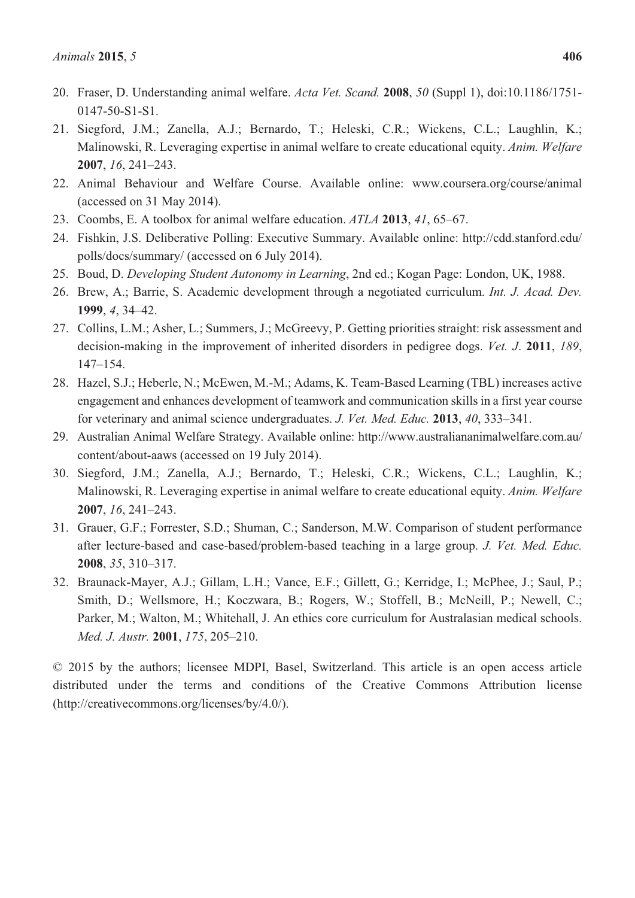20. Fraser, D. Understanding animal welfare. *Acta Vet. Scand.* **2008**, *50* (Suppl 1), doi:10.1186/1751-0147-50-S1-S1.
21. Siegford, J.M.; Zanella, A.J.; Bernardo, T.; Heleski, C.R.; Wickens, C.L.; Laughlin, K.; Malinowski, R. Leveraging expertise in animal welfare to create educational equity. *Anim. Welfare* **2007**, *16*, 241–243.
22. Animal Behaviour and Welfare Course. Available online: www.coursera.org/course/animal (accessed on 31 May 2014).
23. Coombs, E. A toolbox for animal welfare education. *ATLA* **2013**, *41*, 65–67.
24. Fishkin, J.S. Deliberative Polling: Executive Summary. Available online: http://cdd.stanford.edu/polls/docs/summary/ (accessed on 6 July 2014).
25. Boud, D. *Developing Student Autonomy in Learning*, 2nd ed.; Kogan Page: London, UK, 1988.
26. Brew, A.; Barrie, S. Academic development through a negotiated curriculum. *Int. J. Acad. Dev.* **1999**, *4*, 34–42.
27. Collins, L.M.; Asher, L.; Summers, J.; McGreevy, P. Getting priorities straight: risk assessment and decision-making in the improvement of inherited disorders in pedigree dogs. *Vet. J*. **2011**, *189*, 147–154.
28. Hazel, S.J.; Heberle, N.; McEwen, M.-M.; Adams, K. Team-Based Learning (TBL) increases active engagement and enhances development of teamwork and communication skills in a first year course for veterinary and animal science undergraduates. *J. Vet. Med. Educ.* **2013**, *40*, 333–341.
29. Australian Animal Welfare Strategy. Available online: http://www.australiananimalwelfare.com.au/content/about-aaws (accessed on 19 July 2014).
30. Siegford, J.M.; Zanella, A.J.; Bernardo, T.; Heleski, C.R.; Wickens, C.L.; Laughlin, K.; Malinowski, R. Leveraging expertise in animal welfare to create educational equity. *Anim. Welfare* **2007**, *16*, 241–243.
31. Grauer, G.F.; Forrester, S.D.; Shuman, C.; Sanderson, M.W. Comparison of student performance after lecture-based and case-based/problem-based teaching in a large group. *J. Vet. Med. Educ.* **2008**, *35*, 310–317.
32. Braunack-Mayer, A.J.; Gillam, L.H.; Vance, E.F.; Gillett, G.; Kerridge, I.; McPhee, J.; Saul, P.; Smith, D.; Wellsmore, H.; Koczwara, B.; Rogers, W.; Stoffell, B.; McNeill, P.; Newell, C.; Parker, M.; Walton, M.; Whitehall, J. An ethics core curriculum for Australasian medical schools. *Med. J. Austr.* **2001**, *175*, 205–210.

© 2015 by the authors; licensee MDPI, Basel, Switzerland. This article is an open access article distributed under the terms and conditions of the Creative Commons Attribution license (http://creativecommons.org/licenses/by/4.0/).